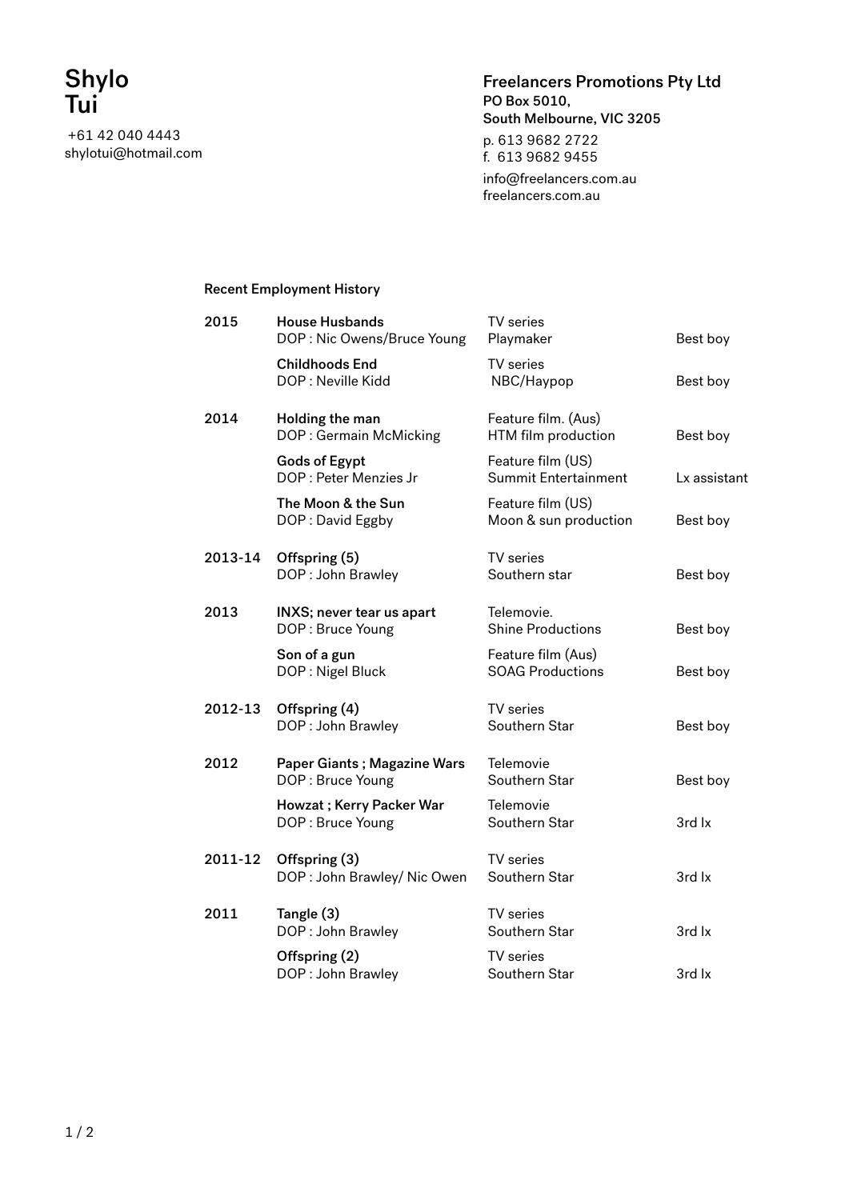# Shylo Tui

+61 42 040 4443
shylotui@hotmail.com

**Freelancers Promotions Pty Ltd**
**PO Box 5010,**
**South Melbourne, VIC 3205**

p. 613 9682 2722
f. 613 9682 9455

info@freelancers.com.au
freelancers.com.au

## Recent Employment History

| Year | Production | Type / Company | Role |
|---|---|---|---|
| 2015 | **House Husbands**<br>DOP : Nic Owens/Bruce Young | TV series<br>Playmaker | Best boy |
| | **Childhoods End**<br>DOP : Neville Kidd | TV series<br>NBC/Haypop | Best boy |
| 2014 | **Holding the man**<br>DOP : Germain McMicking | Feature film. (Aus)<br>HTM film production | Best boy |
| | **Gods of Egypt**<br>DOP : Peter Menzies Jr | Feature film (US)<br>Summit Entertainment | Lx assistant |
| | **The Moon & the Sun**<br>DOP : David Eggby | Feature film (US)<br>Moon & sun production | Best boy |
| 2013-14 | **Offspring (5)**<br>DOP : John Brawley | TV series<br>Southern star | Best boy |
| 2013 | **INXS; never tear us apart**<br>DOP : Bruce Young | Telemovie.<br>Shine Productions | Best boy |
| | **Son of a gun**<br>DOP : Nigel Bluck | Feature film (Aus)<br>SOAG Productions | Best boy |
| 2012-13 | **Offspring (4)**<br>DOP : John Brawley | TV series<br>Southern Star | Best boy |
| 2012 | **Paper Giants ; Magazine Wars**<br>DOP : Bruce Young | Telemovie<br>Southern Star | Best boy |
| | **Howzat ; Kerry Packer War**<br>DOP : Bruce Young | Telemovie<br>Southern Star | 3rd lx |
| 2011-12 | **Offspring (3)**<br>DOP : John Brawley/ Nic Owen | TV series<br>Southern Star | 3rd lx |
| 2011 | **Tangle (3)**<br>DOP : John Brawley | TV series<br>Southern Star | 3rd lx |
| | **Offspring (2)**<br>DOP : John Brawley | TV series<br>Southern Star | 3rd lx |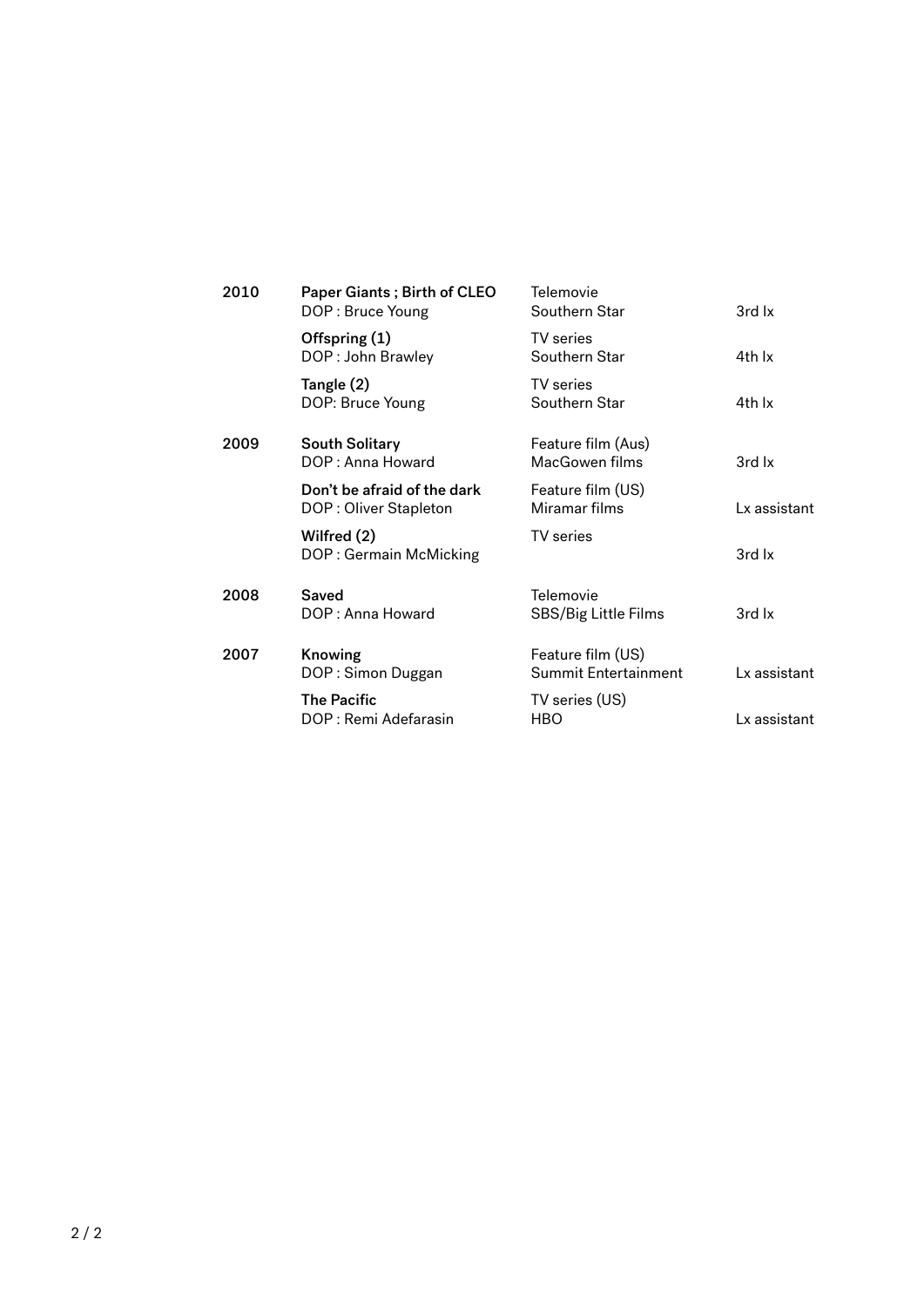| | | | |
|---|---|---|---|
| 2010 | **Paper Giants ; Birth of CLEO**<br>DOP : Bruce Young | Telemovie<br>Southern Star | 3rd lx |
| | **Offspring (1)**<br>DOP : John Brawley | TV series<br>Southern Star | 4th lx |
| | **Tangle (2)**<br>DOP: Bruce Young | TV series<br>Southern Star | 4th lx |
| 2009 | **South Solitary**<br>DOP : Anna Howard | Feature film (Aus)<br>MacGowen films | 3rd lx |
| | **Don't be afraid of the dark**<br>DOP : Oliver Stapleton | Feature film (US)<br>Miramar films | Lx assistant |
| | **Wilfred (2)**<br>DOP : Germain McMicking | TV series | 3rd lx |
| 2008 | **Saved**<br>DOP : Anna Howard | Telemovie<br>SBS/Big Little Films | 3rd lx |
| 2007 | **Knowing**<br>DOP : Simon Duggan | Feature film (US)<br>Summit Entertainment | Lx assistant |
| | **The Pacific**<br>DOP : Remi Adefarasin | TV series (US)<br>HBO | Lx assistant |